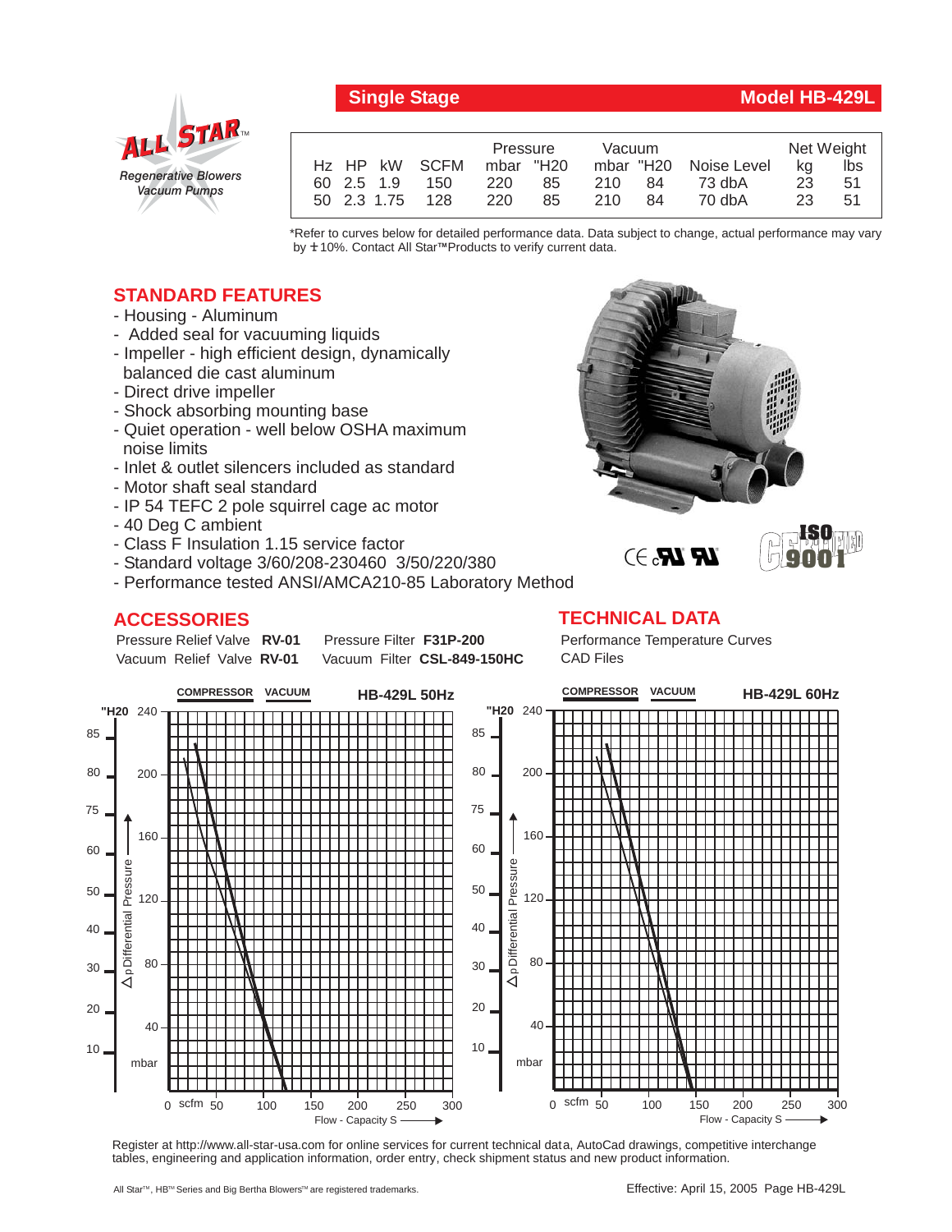# Single Stage — Model HB-429L

ALL STAR™
*Regenerative Blowers Vacuum Pumps*

| Hz | HP | kW | SCFM | Pressure mbar | Pressure "H20 | Vacuum mbar | Vacuum "H20 | Noise Level | Net Weight kg | Net Weight lbs |
|---|---|---|---|---|---|---|---|---|---|---|
| 60 | 2.5 | 1.9 | 150 | 220 | 85 | 210 | 84 | 73 dbA | 23 | 51 |
| 50 | 2.3 | 1.75 | 128 | 220 | 85 | 210 | 84 | 70 dbA | 23 | 51 |

*Refer to curves below for detailed performance data. Data subject to change, actual performance may vary by ±10%. Contact All Star™ Products to verify current data.

## STANDARD FEATURES

- Housing - Aluminum
- Added seal for vacuuming liquids
- Impeller - high efficient design, dynamically balanced die cast aluminum
- Direct drive impeller
- Shock absorbing mounting base
- Quiet operation - well below OSHA maximum noise limits
- Inlet & outlet silencers included as standard
- Motor shaft seal standard
- IP 54 TEFC 2 pole squirrel cage ac motor
- 40 Deg C ambient
- Class F Insulation 1.15 service factor
- Standard voltage 3/60/208-230460 3/50/220/380
- Performance tested ANSI/AMCA210-85 Laboratory Method

## ACCESSORIES

Pressure Relief Valve **RV-01** Pressure Filter **F31P-200**
Vacuum Relief Valve **RV-01** Vacuum Filter **CSL-849-150HC**

## TECHNICAL DATA

Performance Temperature Curves
CAD Files

**HB-429L 50Hz** — COMPRESSOR / VACUUM
Δp Differential Pressure ("H20 / mbar) vs. Flow - Capacity S (scfm)

**HB-429L 60Hz** — COMPRESSOR / VACUUM
Δp Differential Pressure ("H20 / mbar) vs. Flow - Capacity S (scfm)

Register at http://www.all-star-usa.com for online services for current technical data, AutoCad drawings, competitive interchange tables, engineering and application information, order entry, check shipment status and new product information.

All Star™, HB™ Series and Big Bertha Blowers™ are registered trademarks.

Effective: April 15, 2005 Page HB-429L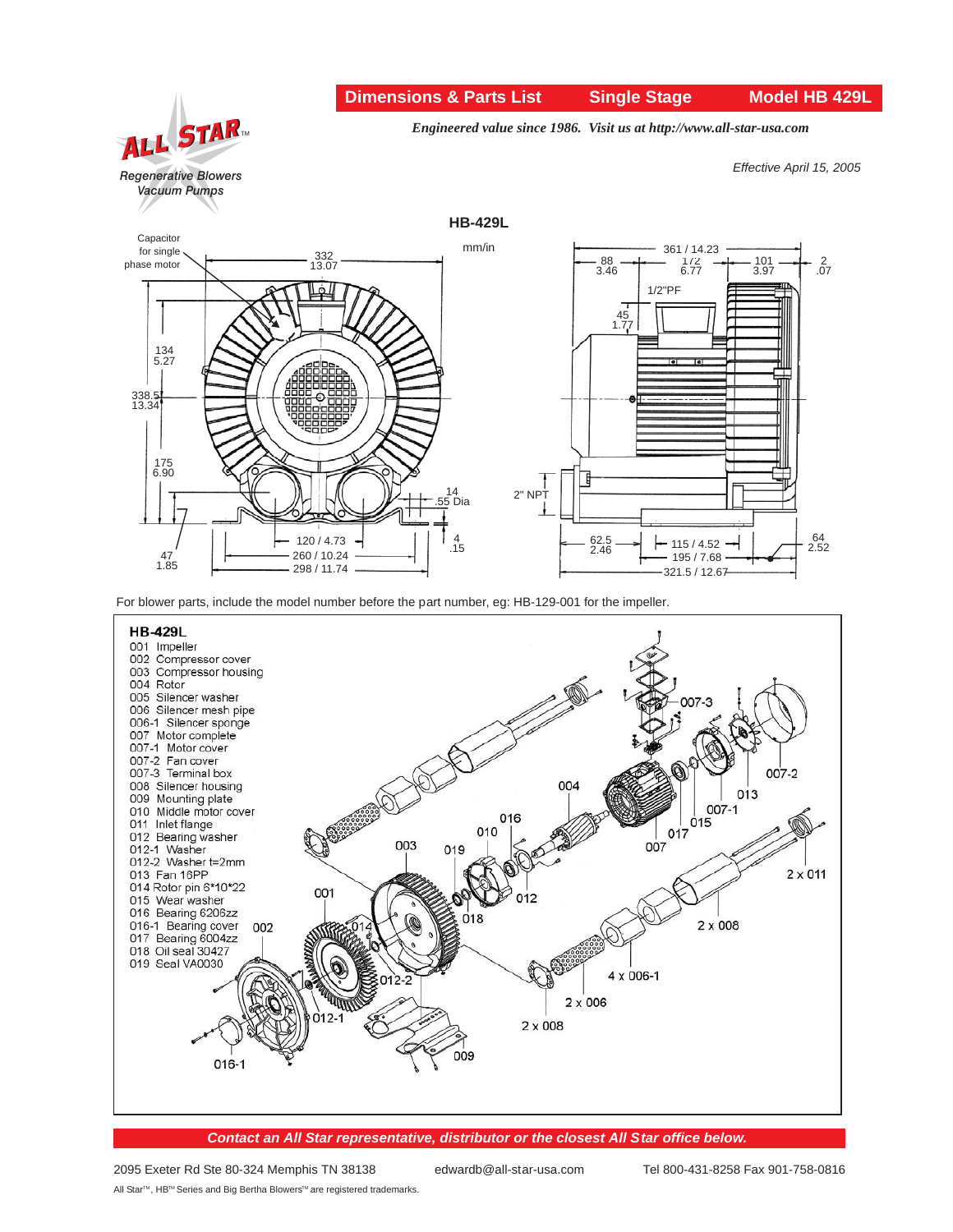**Dimensions & Parts List** **Single Stage** **Model HB 429L**

ALL STAR™
*Regenerative Blowers*
*Vacuum Pumps*

***Engineered value since 1986. Visit us at http://www.all-star-usa.com***

*Effective April 15, 2005*

## HB-429L

mm/in

Capacitor for single phase motor

332
13.07

134
5.27

338.5
13.34

175
6.90

47
1.85

120 / 4.73
260 / 10.24
298 / 11.74

14
.55 Dia

4
.15

361 / 14.23
88
3.46
172
6.77
101
3.97
2
.07

1/2"PF

45
1.77

2" NPT

62.5
2.46
115 / 4.52
195 / 7.68
321.5 / 12.67

64
2.52

For blower parts, include the model number before the part number, eg: HB-129-001 for the impeller.

**HB-429L**

- 001 Impeller
- 002 Compressor cover
- 003 Compressor housing
- 004 Rotor
- 005 Silencer washer
- 006 Silencer mesh pipe
- 006-1 Silencer sponge
- 007 Motor complete
- 007-1 Motor cover
- 007-2 Fan cover
- 007-3 Terminal box
- 008 Silencer housing
- 009 Mounting plate
- 010 Middle motor cover
- 011 Inlet flange
- 012 Bearing washer
- 012-1 Washer
- 012-2 Washer t=2mm
- 013 Fan 16PP
- 014 Rotor pin 6*10*22
- 015 Wear washer
- 016 Bearing 6206zz
- 016-1 Bearing cover
- 017 Bearing 6004zz
- 018 Oil seal 30427
- 019 Seal VA0030

007-3, 007-2, 013, 007-1, 015, 017, 007, 004, 016, 010, 003, 019, 012, 001, 018, 014, 002, 012-2, 012-1, 016-1, 009, 2 x 011, 2 x 008, 4 x 006-1, 2 x 006, 2 x 008

***Contact an All Star representative, distributor or the closest All Star office below.***

2095 Exeter Rd Ste 80-324 Memphis TN 38138 edwardb@all-star-usa.com Tel 800-431-8258 Fax 901-758-0816

All Star™, HB™ Series and Big Bertha Blowers™ are registered trademarks.